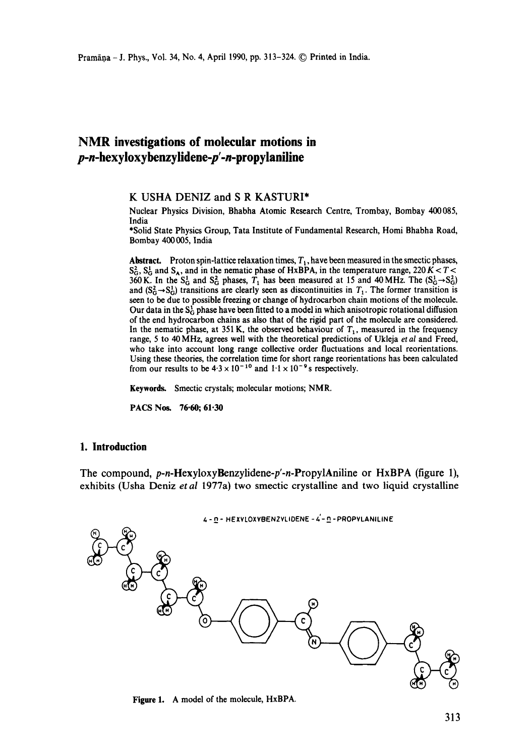# NMR investigations of molecular motions in *p-n*-hexyloxybenzylidene-*p'-n*-propylaniline

K USHA DENIZ and S R KASTURI*

Nuclear Physics Division, Bhabha Atomic Research Centre, Trombay, Bombay 400085, India

*Solid State Physics Group, Tata Institute of Fundamental Research, Homi Bhabha Road, Bombay 400005, India

**Abstract.** Proton spin-lattice relaxation times, $T_1$, have been measured in the smectic phases, $S_G^2$, $S_G^1$ and $S_A$, and in the nematic phase of HxBPA, in the temperature range, $220\,K < T < 360\,K$. In the $S_G^1$ and $S_G^2$ phases, $T_1$ has been measured at 15 and 40 MHz. The $(S_G^1 \rightarrow S_G^2)$ and $(S_G^2 \rightarrow S_G^1)$ transitions are clearly seen as discontinuities in $T_1$. The former transition is seen to be due to possible freezing or change of hydrocarbon chain motions of the molecule. Our data in the $S_G^1$ phase have been fitted to a model in which anisotropic rotational diffusion of the end hydrocarbon chains as also that of the rigid part of the molecule are considered. In the nematic phase, at 351 K, the observed behaviour of $T_1$, measured in the frequency range, 5 to 40 MHz, agrees well with the theoretical predictions of Ukleja *et al* and Freed, who take into account long range collective order fluctuations and local reorientations. Using these theories, the correlation time for short range reorientations has been calculated from our results to be $4{\cdot}3 \times 10^{-10}$ and $1{\cdot}1 \times 10^{-9}$ s respectively.

**Keywords.** Smectic crystals; molecular motions; NMR.

**PACS Nos.** 76·60; 61·30

## 1. Introduction

The compound, *p-n*-HexyloxyBenzylidene-*p'-n*-PropylAniline or HxBPA (figure 1), exhibits (Usha Deniz *et al* 1977a) two smectic crystalline and two liquid crystalline

4 - n - HEXYLOXYBENZYLIDENE - 4' - n - PROPYLANILINE

**Figure 1.** A model of the molecule, HxBPA.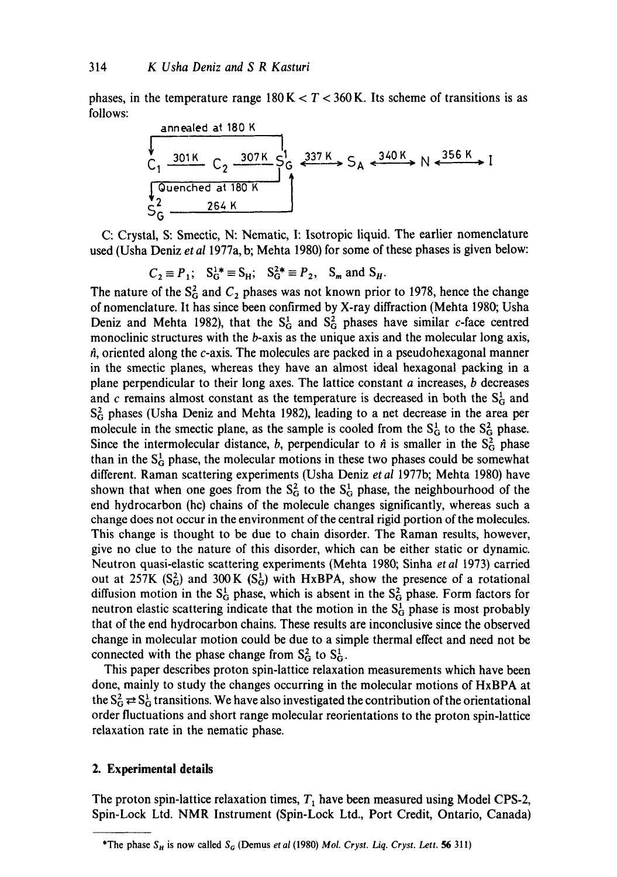phases, in the temperature range $180\,\text{K} < T < 360\,\text{K}$. Its scheme of transitions is as follows:

$$
\begin{array}{l}
\text{annealed at 180 K} \\
C_1 \xrightarrow{301\,\text{K}} C_2 \xrightarrow{307\,\text{K}} S_G^1 \xleftrightarrow{337\,\text{K}} S_A \xleftrightarrow{340\,\text{K}} N \xleftrightarrow{356\,\text{K}} I \\
\text{Quenched at 180 K} \\
S_G^2 \xrightarrow{264\,\text{K}} S_G^1
\end{array}
$$

C: Crystal, S: Smectic, N: Nematic, I: Isotropic liquid. The earlier nomenclature used (Usha Deniz *et al* 1977a, b; Mehta 1980) for some of these phases is given below:

$$C_2 \equiv P_1; \quad S_G^{1*} \equiv S_H; \quad S_G^{2*} \equiv P_2, \quad S_m \text{ and } S_H.$$

The nature of the $S_G^2$ and $C_2$ phases was not known prior to 1978, hence the change of nomenclature. It has since been confirmed by X-ray diffraction (Mehta 1980; Usha Deniz and Mehta 1982), that the $S_G^1$ and $S_G^2$ phases have similar $c$-face centred monoclinic structures with the $b$-axis as the unique axis and the molecular long axis, $\hat{n}$, oriented along the $c$-axis. The molecules are packed in a pseudohexagonal manner in the smectic planes, whereas they have an almost ideal hexagonal packing in a plane perpendicular to their long axes. The lattice constant $a$ increases, $b$ decreases and $c$ remains almost constant as the temperature is decreased in both the $S_G^1$ and $S_G^2$ phases (Usha Deniz and Mehta 1982), leading to a net decrease in the area per molecule in the smectic plane, as the sample is cooled from the $S_G^1$ to the $S_G^2$ phase. Since the intermolecular distance, $b$, perpendicular to $\hat{n}$ is smaller in the $S_G^2$ phase than in the $S_G^1$ phase, the molecular motions in these two phases could be somewhat different. Raman scattering experiments (Usha Deniz *et al* 1977b; Mehta 1980) have shown that when one goes from the $S_G^2$ to the $S_G^1$ phase, the neighbourhood of the end hydrocarbon (hc) chains of the molecule changes significantly, whereas such a change does not occur in the environment of the central rigid portion of the molecules. This change is thought to be due to chain disorder. The Raman results, however, give no clue to the nature of this disorder, which can be either static or dynamic. Neutron quasi-elastic scattering experiments (Mehta 1980; Sinha *et al* 1973) carried out at 257K ($S_G^2$) and 300 K ($S_G^1$) with HxBPA, show the presence of a rotational diffusion motion in the $S_G^1$ phase, which is absent in the $S_G^2$ phase. Form factors for neutron elastic scattering indicate that the motion in the $S_G^1$ phase is most probably that of the end hydrocarbon chains. These results are inconclusive since the observed change in molecular motion could be due to a simple thermal effect and need not be connected with the phase change from $S_G^2$ to $S_G^1$.

This paper describes proton spin-lattice relaxation measurements which have been done, mainly to study the changes occurring in the molecular motions of HxBPA at the $S_G^2 \rightleftarrows S_G^1$ transitions. We have also investigated the contribution of the orientational order fluctuations and short range molecular reorientations to the proton spin-lattice relaxation rate in the nematic phase.

## 2. Experimental details

The proton spin-lattice relaxation times, $T_1$ have been measured using Model CPS-2, Spin-Lock Ltd. NMR Instrument (Spin-Lock Ltd., Port Credit, Ontario, Canada)

---

*The phase $S_H$ is now called $S_G$ (Demus *et al* (1980) *Mol. Cryst. Liq. Cryst. Lett.* **56** 311)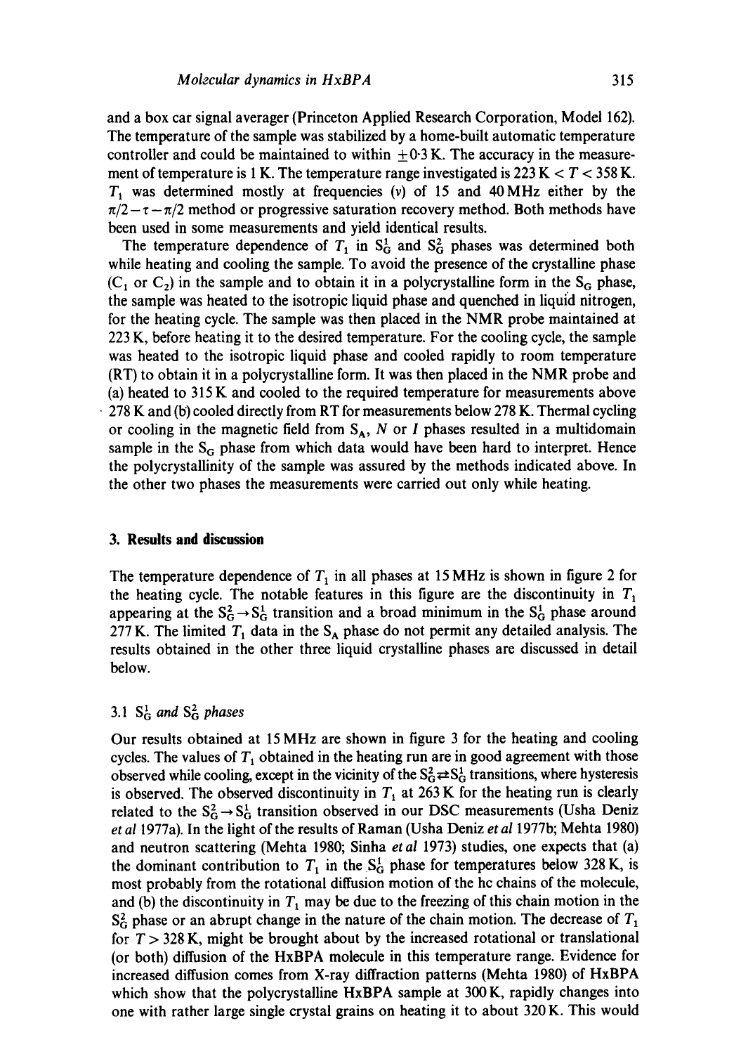and a box car signal averager (Princeton Applied Research Corporation, Model 162). The temperature of the sample was stabilized by a home-built automatic temperature controller and could be maintained to within $\pm 0.3$ K. The accuracy in the measurement of temperature is 1 K. The temperature range investigated is $223\,\mathrm{K} < T < 358\,\mathrm{K}$. $T_1$ was determined mostly at frequencies ($\nu$) of 15 and 40 MHz either by the $\pi/2 - \tau - \pi/2$ method or progressive saturation recovery method. Both methods have been used in some measurements and yield identical results.

The temperature dependence of $T_1$ in $S_G^1$ and $S_G^2$ phases was determined both while heating and cooling the sample. To avoid the presence of the crystalline phase ($C_1$ or $C_2$) in the sample and to obtain it in a polycrystalline form in the $S_G$ phase, the sample was heated to the isotropic liquid phase and quenched in liquid nitrogen, for the heating cycle. The sample was then placed in the NMR probe maintained at 223 K, before heating it to the desired temperature. For the cooling cycle, the sample was heated to the isotropic liquid phase and cooled rapidly to room temperature (RT) to obtain it in a polycrystalline form. It was then placed in the NMR probe and (a) heated to 315 K and cooled to the required temperature for measurements above 278 K and (b) cooled directly from RT for measurements below 278 K. Thermal cycling or cooling in the magnetic field from $S_A$, $N$ or $I$ phases resulted in a multidomain sample in the $S_G$ phase from which data would have been hard to interpret. Hence the polycrystallinity of the sample was assured by the methods indicated above. In the other two phases the measurements were carried out only while heating.

## 3. Results and discussion

The temperature dependence of $T_1$ in all phases at 15 MHz is shown in figure 2 for the heating cycle. The notable features in this figure are the discontinuity in $T_1$ appearing at the $S_G^2 \rightarrow S_G^1$ transition and a broad minimum in the $S_G^1$ phase around 277 K. The limited $T_1$ data in the $S_A$ phase do not permit any detailed analysis. The results obtained in the other three liquid crystalline phases are discussed in detail below.

### 3.1 $S_G^1$ and $S_G^2$ phases

Our results obtained at 15 MHz are shown in figure 3 for the heating and cooling cycles. The values of $T_1$ obtained in the heating run are in good agreement with those observed while cooling, except in the vicinity of the $S_G^2 \rightleftharpoons S_G^1$ transitions, where hysteresis is observed. The observed discontinuity in $T_1$ at 263 K for the heating run is clearly related to the $S_G^2 \rightarrow S_G^1$ transition observed in our DSC measurements (Usha Deniz *et al* 1977a). In the light of the results of Raman (Usha Deniz *et al* 1977b; Mehta 1980) and neutron scattering (Mehta 1980; Sinha *et al* 1973) studies, one expects that (a) the dominant contribution to $T_1$ in the $S_G^1$ phase for temperatures below 328 K, is most probably from the rotational diffusion motion of the hc chains of the molecule, and (b) the discontinuity in $T_1$ may be due to the freezing of this chain motion in the $S_G^2$ phase or an abrupt change in the nature of the chain motion. The decrease of $T_1$ for $T > 328$ K, might be brought about by the increased rotational or translational (or both) diffusion of the HxBPA molecule in this temperature range. Evidence for increased diffusion comes from X-ray diffraction patterns (Mehta 1980) of HxBPA which show that the polycrystalline HxBPA sample at 300 K, rapidly changes into one with rather large single crystal grains on heating it to about 320 K. This would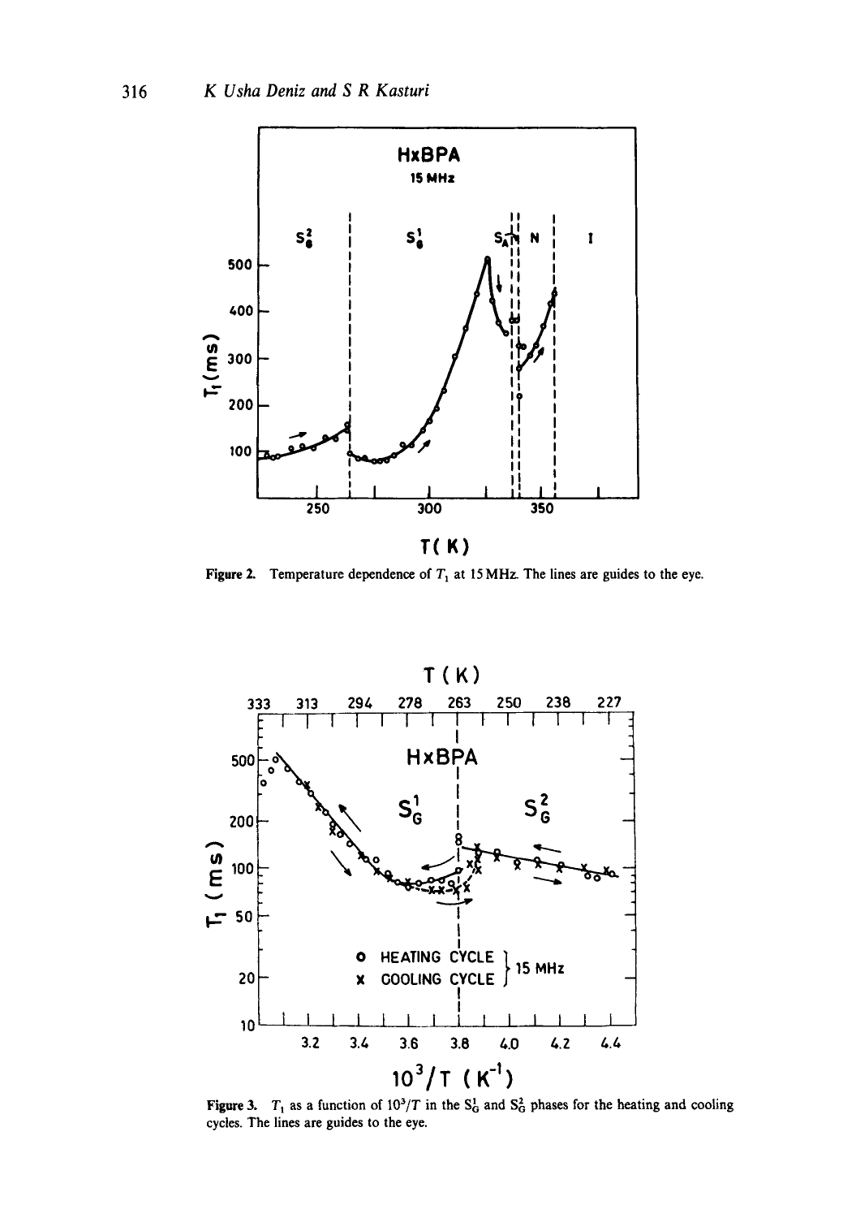Figure 2. Temperature dependence of $T_1$ at 15 MHz. The lines are guides to the eye.

Figure 3. $T_1$ as a function of $10^3/T$ in the $S_G^1$ and $S_G^2$ phases for the heating and cooling cycles. The lines are guides to the eye.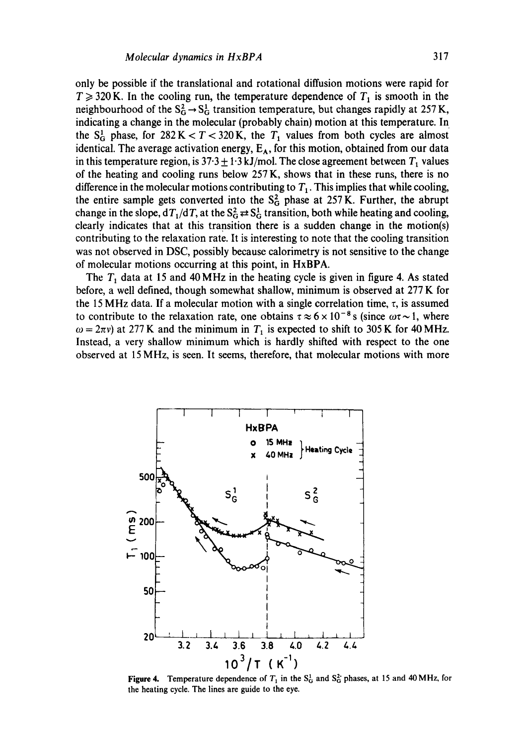only be possible if the translational and rotational diffusion motions were rapid for $T \geqslant 320$ K. In the cooling run, the temperature dependence of $T_1$ is smooth in the neighbourhood of the $S_G^2 \rightarrow S_G^1$ transition temperature, but changes rapidly at 257 K, indicating a change in the molecular (probably chain) motion at this temperature. In the $S_G^1$ phase, for $282\,K < T < 320\,K$, the $T_1$ values from both cycles are almost identical. The average activation energy, $E_A$, for this motion, obtained from our data in this temperature region, is $37{\cdot}3 \pm 1{\cdot}3$ kJ/mol. The close agreement between $T_1$ values of the heating and cooling runs below 257 K, shows that in these runs, there is no difference in the molecular motions contributing to $T_1$. This implies that while cooling, the entire sample gets converted into the $S_G^2$ phase at 257 K. Further, the abrupt change in the slope, $dT_1/dT$, at the $S_G^2 \rightleftarrows S_G^1$ transition, both while heating and cooling, clearly indicates that at this transition there is a sudden change in the motion(s) contributing to the relaxation rate. It is interesting to note that the cooling transition was not observed in DSC, possibly because calorimetry is not sensitive to the change of molecular motions occurring at this point, in HxBPA.

The $T_1$ data at 15 and 40 MHz in the heating cycle is given in figure 4. As stated before, a well defined, though somewhat shallow, minimum is observed at 277 K for the 15 MHz data. If a molecular motion with a single correlation time, $\tau$, is assumed to contribute to the relaxation rate, one obtains $\tau \approx 6 \times 10^{-8}$ s (since $\omega\tau \sim 1$, where $\omega = 2\pi\nu$) at 277 K and the minimum in $T_1$ is expected to shift to 305 K for 40 MHz. Instead, a very shallow minimum which is hardly shifted with respect to the one observed at 15 MHz, is seen. It seems, therefore, that molecular motions with more

**Figure 4.** Temperature dependence of $T_1$ in the $S_G^1$ and $S_G^2$ phases, at 15 and 40 MHz, for the heating cycle. The lines are guide to the eye.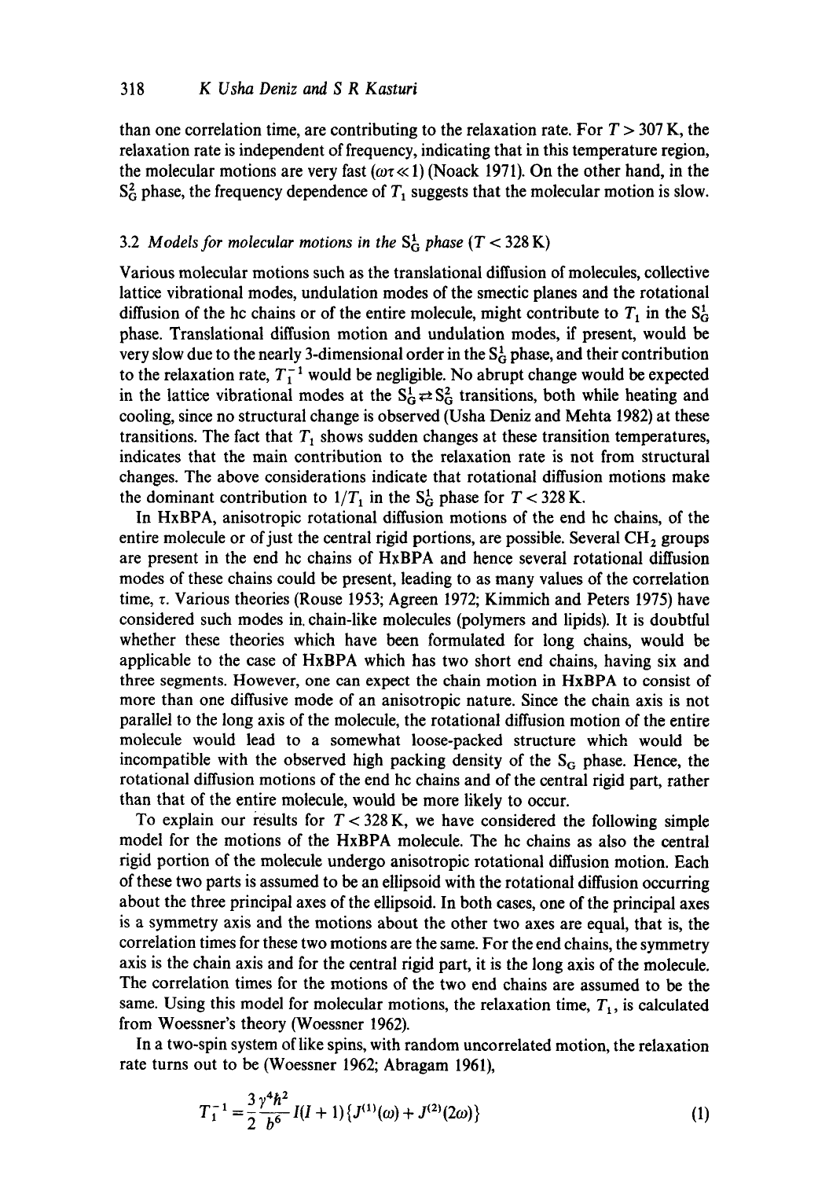than one correlation time, are contributing to the relaxation rate. For $T > 307$ K, the relaxation rate is independent of frequency, indicating that in this temperature region, the molecular motions are very fast ($\omega\tau \ll 1$) (Noack 1971). On the other hand, in the $S_G^2$ phase, the frequency dependence of $T_1$ suggests that the molecular motion is slow.

### 3.2 *Models for molecular motions in the* $S_G^1$ *phase* ($T < 328$ K)

Various molecular motions such as the translational diffusion of molecules, collective lattice vibrational modes, undulation modes of the smectic planes and the rotational diffusion of the hc chains or of the entire molecule, might contribute to $T_1$ in the $S_G^1$ phase. Translational diffusion motion and undulation modes, if present, would be very slow due to the nearly 3-dimensional order in the $S_G^1$ phase, and their contribution to the relaxation rate, $T_1^{-1}$ would be negligible. No abrupt change would be expected in the lattice vibrational modes at the $S_G^1 \rightleftarrows S_G^2$ transitions, both while heating and cooling, since no structural change is observed (Usha Deniz and Mehta 1982) at these transitions. The fact that $T_1$ shows sudden changes at these transition temperatures, indicates that the main contribution to the relaxation rate is not from structural changes. The above considerations indicate that rotational diffusion motions make the dominant contribution to $1/T_1$ in the $S_G^1$ phase for $T < 328$ K.

In HxBPA, anisotropic rotational diffusion motions of the end hc chains, of the entire molecule or of just the central rigid portions, are possible. Several $CH_2$ groups are present in the end hc chains of HxBPA and hence several rotational diffusion modes of these chains could be present, leading to as many values of the correlation time, $\tau$. Various theories (Rouse 1953; Agreen 1972; Kimmich and Peters 1975) have considered such modes in chain-like molecules (polymers and lipids). It is doubtful whether these theories which have been formulated for long chains, would be applicable to the case of HxBPA which has two short end chains, having six and three segments. However, one can expect the chain motion in HxBPA to consist of more than one diffusive mode of an anisotropic nature. Since the chain axis is not parallel to the long axis of the molecule, the rotational diffusion motion of the entire molecule would lead to a somewhat loose-packed structure which would be incompatible with the observed high packing density of the $S_G$ phase. Hence, the rotational diffusion motions of the end hc chains and of the central rigid part, rather than that of the entire molecule, would be more likely to occur.

To explain our results for $T < 328$ K, we have considered the following simple model for the motions of the HxBPA molecule. The hc chains as also the central rigid portion of the molecule undergo anisotropic rotational diffusion motion. Each of these two parts is assumed to be an ellipsoid with the rotational diffusion occurring about the three principal axes of the ellipsoid. In both cases, one of the principal axes is a symmetry axis and the motions about the other two axes are equal, that is, the correlation times for these two motions are the same. For the end chains, the symmetry axis is the chain axis and for the central rigid part, it is the long axis of the molecule. The correlation times for the motions of the two end chains are assumed to be the same. Using this model for molecular motions, the relaxation time, $T_1$, is calculated from Woessner's theory (Woessner 1962).

In a two-spin system of like spins, with random uncorrelated motion, the relaxation rate turns out to be (Woessner 1962; Abragam 1961),

$$T_1^{-1} = \frac{3}{2}\frac{\gamma^4 \hbar^2}{b^6} I(I+1)\{J^{(1)}(\omega) + J^{(2)}(2\omega)\} \tag{1}$$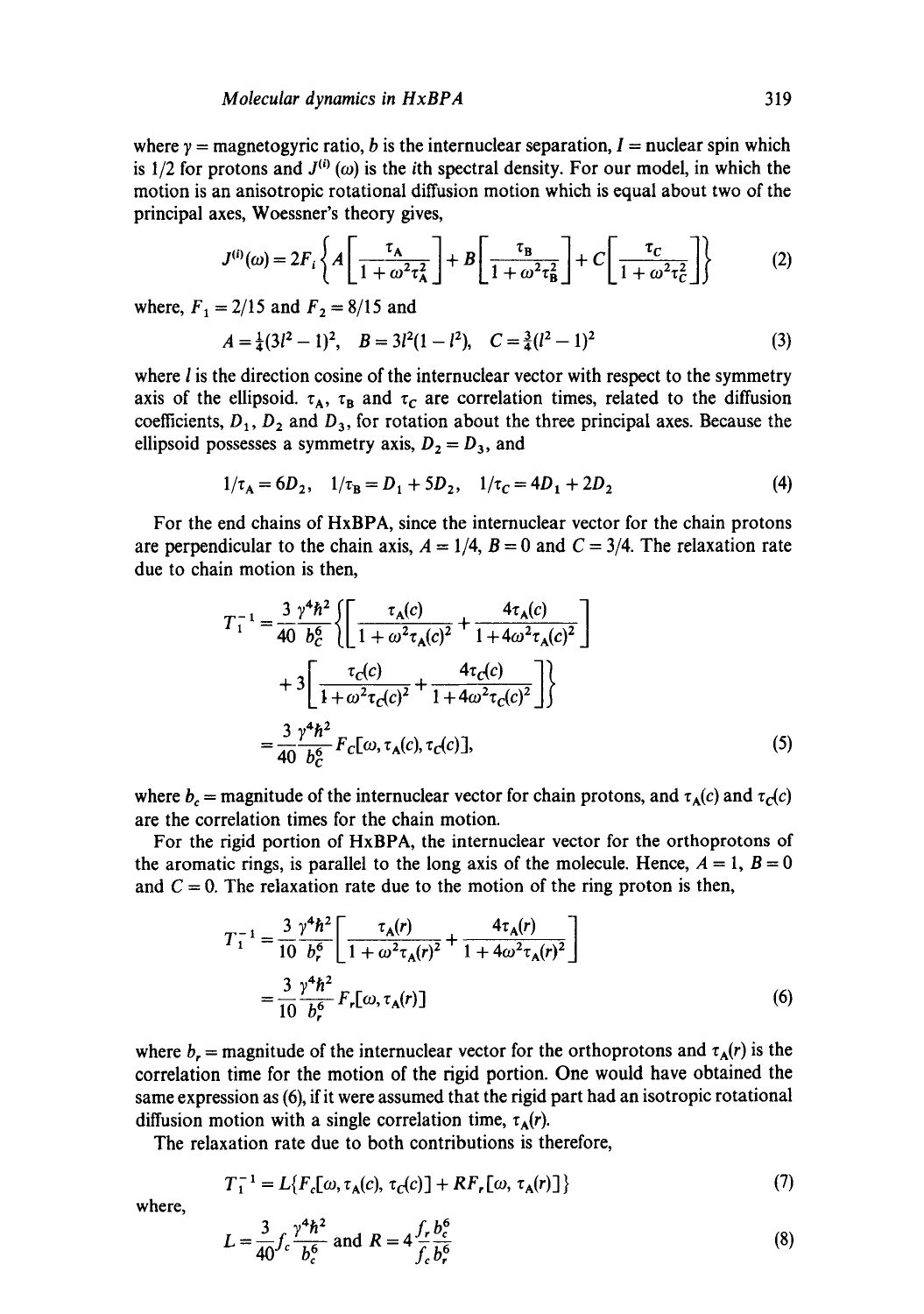where $\gamma$ = magnetogyric ratio, $b$ is the internuclear separation, $I$ = nuclear spin which is 1/2 for protons and $J^{(i)}(\omega)$ is the $i$th spectral density. For our model, in which the motion is an anisotropic rotational diffusion motion which is equal about two of the principal axes, Woessner's theory gives,

$$J^{(i)}(\omega) = 2F_i\left\{A\left[\frac{\tau_A}{1+\omega^2\tau_A^2}\right] + B\left[\frac{\tau_B}{1+\omega^2\tau_B^2}\right] + C\left[\frac{\tau_C}{1+\omega^2\tau_C^2}\right]\right\} \tag{2}$$

where, $F_1 = 2/15$ and $F_2 = 8/15$ and

$$A = \tfrac{1}{4}(3l^2-1)^2, \quad B = 3l^2(1-l^2), \quad C = \tfrac{3}{4}(l^2-1)^2 \tag{3}$$

where $l$ is the direction cosine of the internuclear vector with respect to the symmetry axis of the ellipsoid. $\tau_A$, $\tau_B$ and $\tau_C$ are correlation times, related to the diffusion coefficients, $D_1$, $D_2$ and $D_3$, for rotation about the three principal axes. Because the ellipsoid possesses a symmetry axis, $D_2 = D_3$, and

$$1/\tau_A = 6D_2, \quad 1/\tau_B = D_1 + 5D_2, \quad 1/\tau_C = 4D_1 + 2D_2 \tag{4}$$

For the end chains of HxBPA, since the internuclear vector for the chain protons are perpendicular to the chain axis, $A = 1/4$, $B = 0$ and $C = 3/4$. The relaxation rate due to chain motion is then,

$$\begin{aligned} T_1^{-1} &= \frac{3}{40}\frac{\gamma^4\hbar^2}{b_C^6}\left\{\left[\frac{\tau_A(c)}{1+\omega^2\tau_A(c)^2} + \frac{4\tau_A(c)}{1+4\omega^2\tau_A(c)^2}\right]\right. \\ &\quad \left. + 3\left[\frac{\tau_C(c)}{1+\omega^2\tau_C(c)^2} + \frac{4\tau_C(c)}{1+4\omega^2\tau_C(c)^2}\right]\right\} \\ &= \frac{3}{40}\frac{\gamma^4\hbar^2}{b_C^6} F_c[\omega, \tau_A(c), \tau_C(c)], \end{aligned} \tag{5}$$

where $b_c$ = magnitude of the internuclear vector for chain protons, and $\tau_A(c)$ and $\tau_C(c)$ are the correlation times for the chain motion.

For the rigid portion of HxBPA, the internuclear vector for the orthoprotons of the aromatic rings, is parallel to the long axis of the molecule. Hence, $A = 1$, $B = 0$ and $C = 0$. The relaxation rate due to the motion of the ring proton is then,

$$\begin{aligned} T_1^{-1} &= \frac{3}{10}\frac{\gamma^4\hbar^2}{b_r^6}\left[\frac{\tau_A(r)}{1+\omega^2\tau_A(r)^2} + \frac{4\tau_A(r)}{1+4\omega^2\tau_A(r)^2}\right] \\ &= \frac{3}{10}\frac{\gamma^4\hbar^2}{b_r^6} F_r[\omega, \tau_A(r)] \end{aligned} \tag{6}$$

where $b_r$ = magnitude of the internuclear vector for the orthoprotons and $\tau_A(r)$ is the correlation time for the motion of the rigid portion. One would have obtained the same expression as (6), if it were assumed that the rigid part had an isotropic rotational diffusion motion with a single correlation time, $\tau_A(r)$.

The relaxation rate due to both contributions is therefore,

$$T_1^{-1} = L\{F_c[\omega, \tau_A(c), \tau_C(c)] + RF_r[\omega, \tau_A(r)]\} \tag{7}$$

where,

$$L = \frac{3}{40} f_c \frac{\gamma^4\hbar^2}{b_c^6} \quad \text{and} \quad R = 4\frac{f_r b_c^6}{f_c b_r^6} \tag{8}$$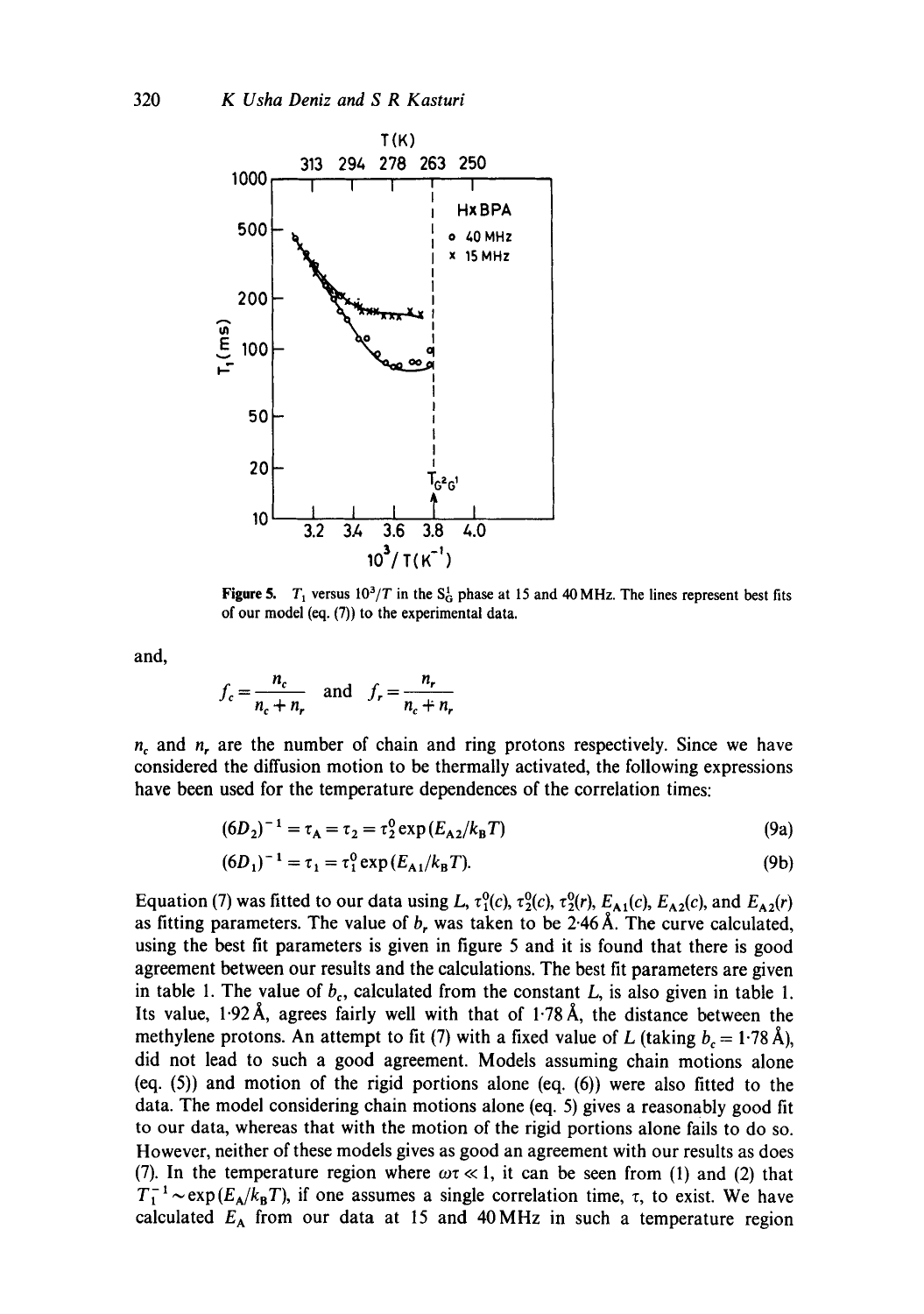**Figure 5.** $T_1$ versus $10^3/T$ in the $S_G^1$ phase at 15 and 40 MHz. The lines represent best fits of our model (eq. (7)) to the experimental data.

and,

$$f_c = \frac{n_c}{n_c + n_r} \quad \text{and} \quad f_r = \frac{n_r}{n_c + n_r}$$

$n_c$ and $n_r$ are the number of chain and ring protons respectively. Since we have considered the diffusion motion to be thermally activated, the following expressions have been used for the temperature dependences of the correlation times:

$$(6D_2)^{-1} = \tau_A = \tau_2 = \tau_2^0 \exp(E_{A2}/k_B T) \tag{9a}$$

$$(6D_1)^{-1} = \tau_1 = \tau_1^0 \exp(E_{A1}/k_B T). \tag{9b}$$

Equation (7) was fitted to our data using $L$, $\tau_1^0(c)$, $\tau_2^0(c)$, $\tau_2^0(r)$, $E_{A1}(c)$, $E_{A2}(c)$, and $E_{A2}(r)$ as fitting parameters. The value of $b_r$ was taken to be 2·46 Å. The curve calculated, using the best fit parameters is given in figure 5 and it is found that there is good agreement between our results and the calculations. The best fit parameters are given in table 1. The value of $b_c$, calculated from the constant $L$, is also given in table 1. Its value, 1·92 Å, agrees fairly well with that of 1·78 Å, the distance between the methylene protons. An attempt to fit (7) with a fixed value of $L$ (taking $b_c = 1{\cdot}78$ Å), did not lead to such a good agreement. Models assuming chain motions alone (eq. (5)) and motion of the rigid portions alone (eq. (6)) were also fitted to the data. The model considering chain motions alone (eq. 5) gives a reasonably good fit to our data, whereas that with the motion of the rigid portions alone fails to do so. However, neither of these models gives as good an agreement with our results as does (7). In the temperature region where $\omega\tau \ll 1$, it can be seen from (1) and (2) that $T_1^{-1} \sim \exp(E_A/k_B T)$, if one assumes a single correlation time, $\tau$, to exist. We have calculated $E_A$ from our data at 15 and 40 MHz in such a temperature region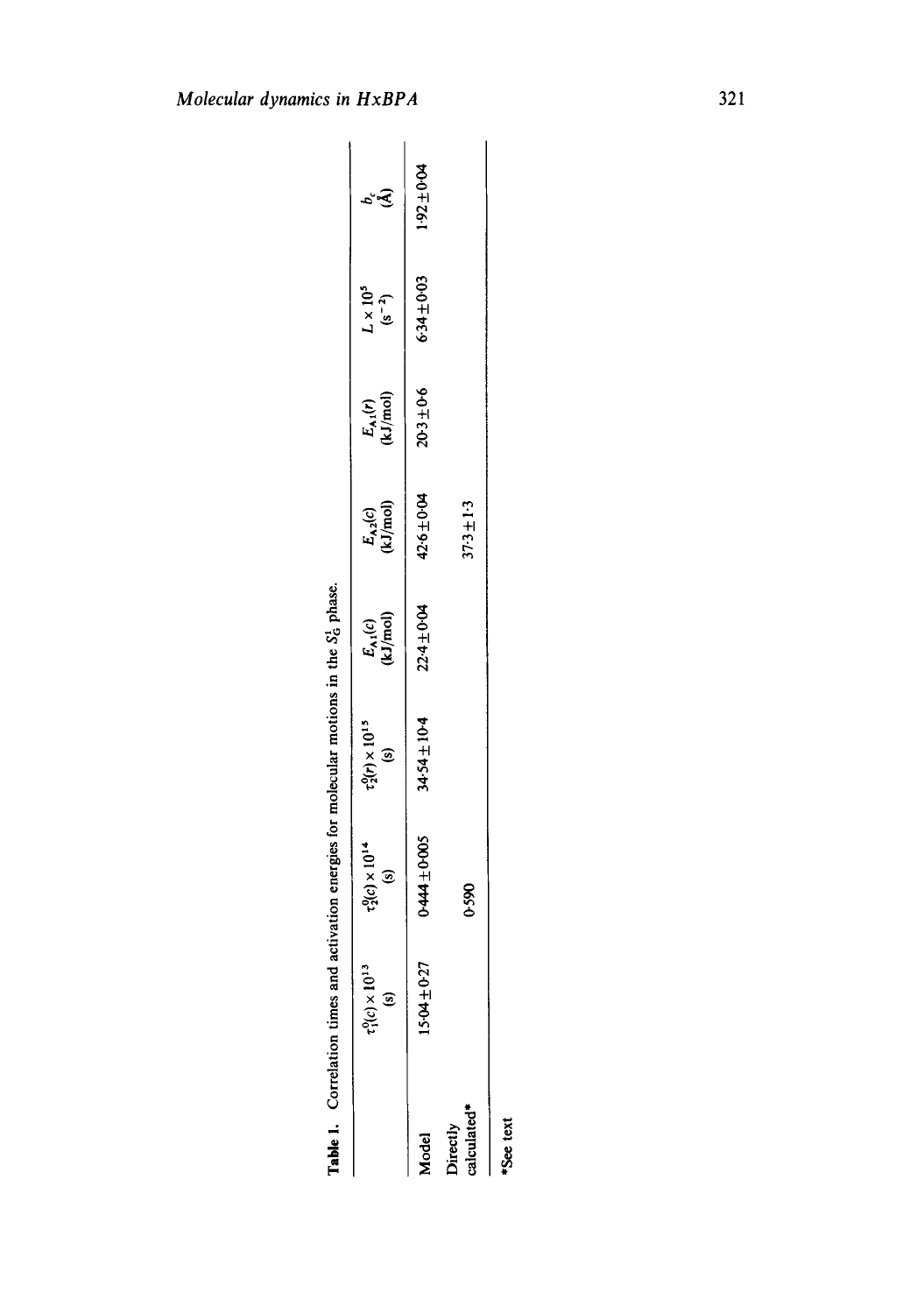**Table 1.** Correlation times and activation energies for molecular motions in the $S_G^1$ phase.

| | $\tau_1^0(c)\times 10^{13}$ (s) | $\tau_2^0(c)\times 10^{14}$ (s) | $\tau_2^0(r)\times 10^{15}$ (s) | $E_{A1}(c)$ (kJ/mol) | $E_{A2}(c)$ (kJ/mol) | $E_{A1}(r)$ (kJ/mol) | $L\times 10^5$ ($s^{-2}$) | $b_c$ (Å) |
|---|---|---|---|---|---|---|---|---|
| Model | $15.04\pm 0.27$ | $0.444\pm 0.005$ | $34.54\pm 10.4$ | $22.4\pm 0.04$ | $42.6\pm 0.04$ | $20.3\pm 0.6$ | $6.34\pm 0.03$ | $1.92\pm 0.04$ |
| Directly calculated* | | 0.590 | | | $37.3\pm 1.3$ | | | |

*See text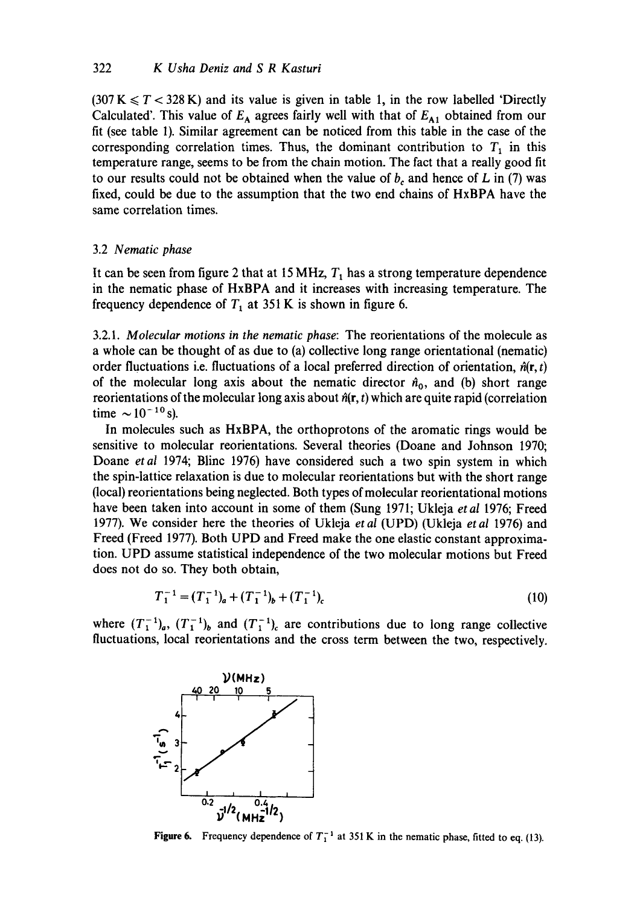(307 K $\leqslant T <$ 328 K) and its value is given in table 1, in the row labelled 'Directly Calculated'. This value of $E_A$ agrees fairly well with that of $E_{A1}$ obtained from our fit (see table 1). Similar agreement can be noticed from this table in the case of the corresponding correlation times. Thus, the dominant contribution to $T_1$ in this temperature range, seems to be from the chain motion. The fact that a really good fit to our results could not be obtained when the value of $b_c$ and hence of $L$ in (7) was fixed, could be due to the assumption that the two end chains of HxBPA have the same correlation times.

### 3.2 *Nematic phase*

It can be seen from figure 2 that at 15 MHz, $T_1$ has a strong temperature dependence in the nematic phase of HxBPA and it increases with increasing temperature. The frequency dependence of $T_1$ at 351 K is shown in figure 6.

3.2.1. *Molecular motions in the nematic phase*: The reorientations of the molecule as a whole can be thought of as due to (a) collective long range orientational (nematic) order fluctuations i.e. fluctuations of a local preferred direction of orientation, $\hat{n}(\mathbf{r}, t)$ of the molecular long axis about the nematic director $\hat{n}_0$, and (b) short range reorientations of the molecular long axis about $\hat{n}(\mathbf{r}, t)$ which are quite rapid (correlation time $\sim 10^{-10}$ s).

In molecules such as HxBPA, the orthoprotons of the aromatic rings would be sensitive to molecular reorientations. Several theories (Doane and Johnson 1970; Doane *et al* 1974; Blinc 1976) have considered such a two spin system in which the spin-lattice relaxation is due to molecular reorientations but with the short range (local) reorientations being neglected. Both types of molecular reorientational motions have been taken into account in some of them (Sung 1971; Ukleja *et al* 1976; Freed 1977). We consider here the theories of Ukleja *et al* (UPD) (Ukleja *et al* 1976) and Freed (Freed 1977). Both UPD and Freed make the one elastic constant approximation. UPD assume statistical independence of the two molecular motions but Freed does not do so. They both obtain,

$$T_1^{-1} = (T_1^{-1})_a + (T_1^{-1})_b + (T_1^{-1})_c \tag{10}$$

where $(T_1^{-1})_a$, $(T_1^{-1})_b$ and $(T_1^{-1})_c$ are contributions due to long range collective fluctuations, local reorientations and the cross term between the two, respectively.

**Figure 6.** Frequency dependence of $T_1^{-1}$ at 351 K in the nematic phase, fitted to eq. (13).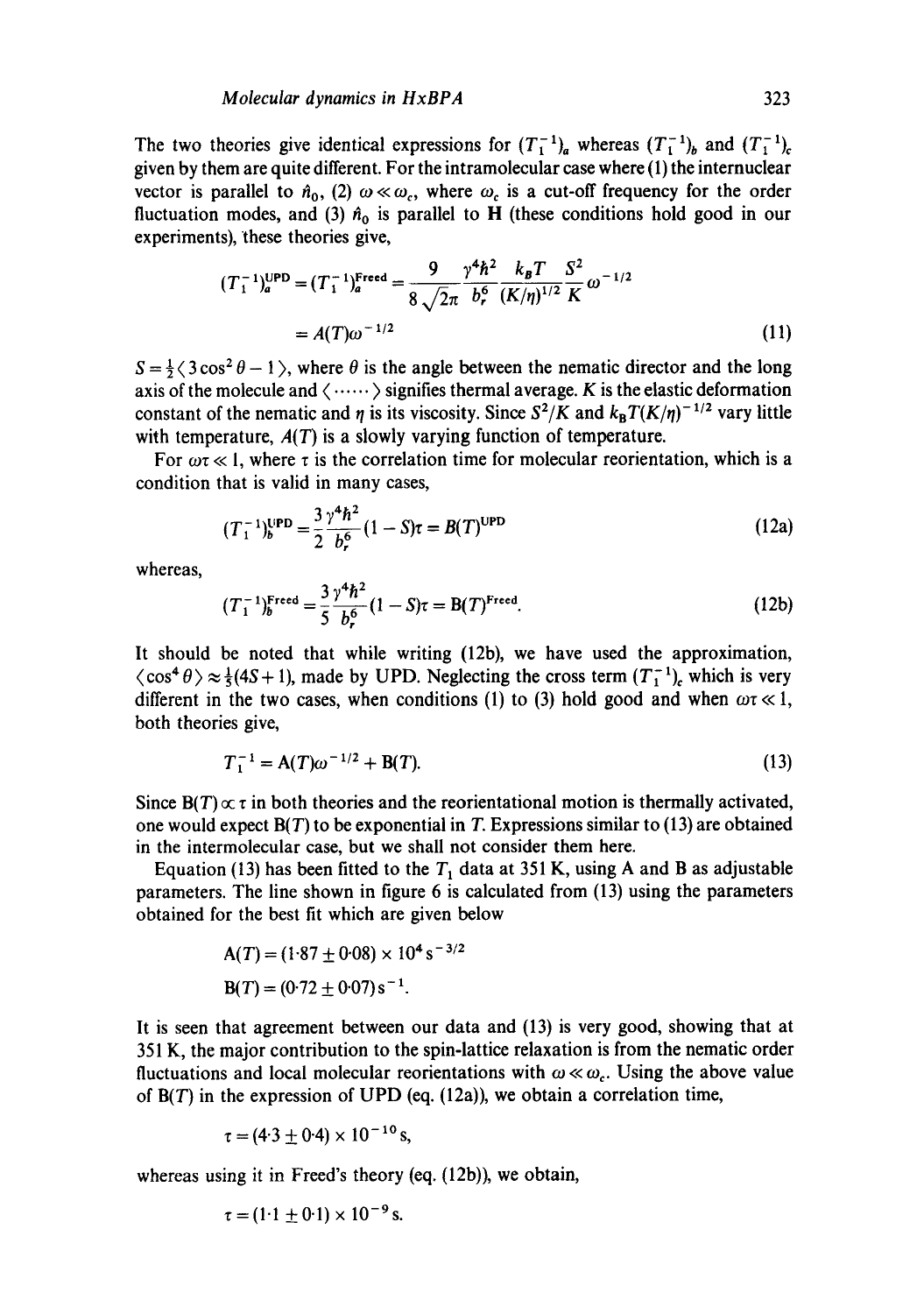The two theories give identical expressions for $(T_1^{-1})_a$ whereas $(T_1^{-1})_b$ and $(T_1^{-1})_c$ given by them are quite different. For the intramolecular case where (1) the internuclear vector is parallel to $\hat{n}_0$, (2) $\omega \ll \omega_c$, where $\omega_c$ is a cut-off frequency for the order fluctuation modes, and (3) $\hat{n}_0$ is parallel to **H** (these conditions hold good in our experiments), these theories give,

$$(T_1^{-1})_a^{\text{UPD}} = (T_1^{-1})_a^{\text{Freed}} = \frac{9}{8\sqrt{2\pi}} \frac{\gamma^4 \hbar^2}{b_r^6} \frac{k_B T}{(K/\eta)^{1/2}} \frac{S^2}{K} \omega^{-1/2}$$

$$= A(T)\omega^{-1/2} \tag{11}$$

$S = \frac{1}{2}\langle 3\cos^2\theta - 1 \rangle$, where $\theta$ is the angle between the nematic director and the long axis of the molecule and $\langle \cdots\cdots \rangle$ signifies thermal average. $K$ is the elastic deformation constant of the nematic and $\eta$ is its viscosity. Since $S^2/K$ and $k_B T(K/\eta)^{-1/2}$ vary little with temperature, $A(T)$ is a slowly varying function of temperature.

For $\omega\tau \ll 1$, where $\tau$ is the correlation time for molecular reorientation, which is a condition that is valid in many cases,

$$(T_1^{-1})_b^{\text{UPD}} = \frac{3}{2} \frac{\gamma^4 \hbar^2}{b_r^6} (1 - S)\tau = B(T)^{\text{UPD}} \tag{12a}$$

whereas,

$$(T_1^{-1})_b^{\text{Freed}} = \frac{3}{5} \frac{\gamma^4 \hbar^2}{b_r^6} (1 - S)\tau = B(T)^{\text{Freed}}. \tag{12b}$$

It should be noted that while writing (12b), we have used the approximation, $\langle \cos^4\theta \rangle \approx \frac{1}{5}(4S + 1)$, made by UPD. Neglecting the cross term $(T_1^{-1})_c$ which is very different in the two cases, when conditions (1) to (3) hold good and when $\omega\tau \ll 1$, both theories give,

$$T_1^{-1} = A(T)\omega^{-1/2} + B(T). \tag{13}$$

Since $B(T) \propto \tau$ in both theories and the reorientational motion is thermally activated, one would expect $B(T)$ to be exponential in $T$. Expressions similar to (13) are obtained in the intermolecular case, but we shall not consider them here.

Equation (13) has been fitted to the $T_1$ data at 351 K, using A and B as adjustable parameters. The line shown in figure 6 is calculated from (13) using the parameters obtained for the best fit which are given below

$$A(T) = (1{\cdot}87 \pm 0{\cdot}08) \times 10^4\,\text{s}^{-3/2}$$

$$B(T) = (0{\cdot}72 \pm 0{\cdot}07)\,\text{s}^{-1}.$$

It is seen that agreement between our data and (13) is very good, showing that at 351 K, the major contribution to the spin-lattice relaxation is from the nematic order fluctuations and local molecular reorientations with $\omega \ll \omega_c$. Using the above value of $B(T)$ in the expression of UPD (eq. (12a)), we obtain a correlation time,

$$\tau = (4{\cdot}3 \pm 0{\cdot}4) \times 10^{-10}\,\text{s},$$

whereas using it in Freed's theory (eq. (12b)), we obtain,

$$\tau = (1{\cdot}1 \pm 0{\cdot}1) \times 10^{-9}\,\text{s}.$$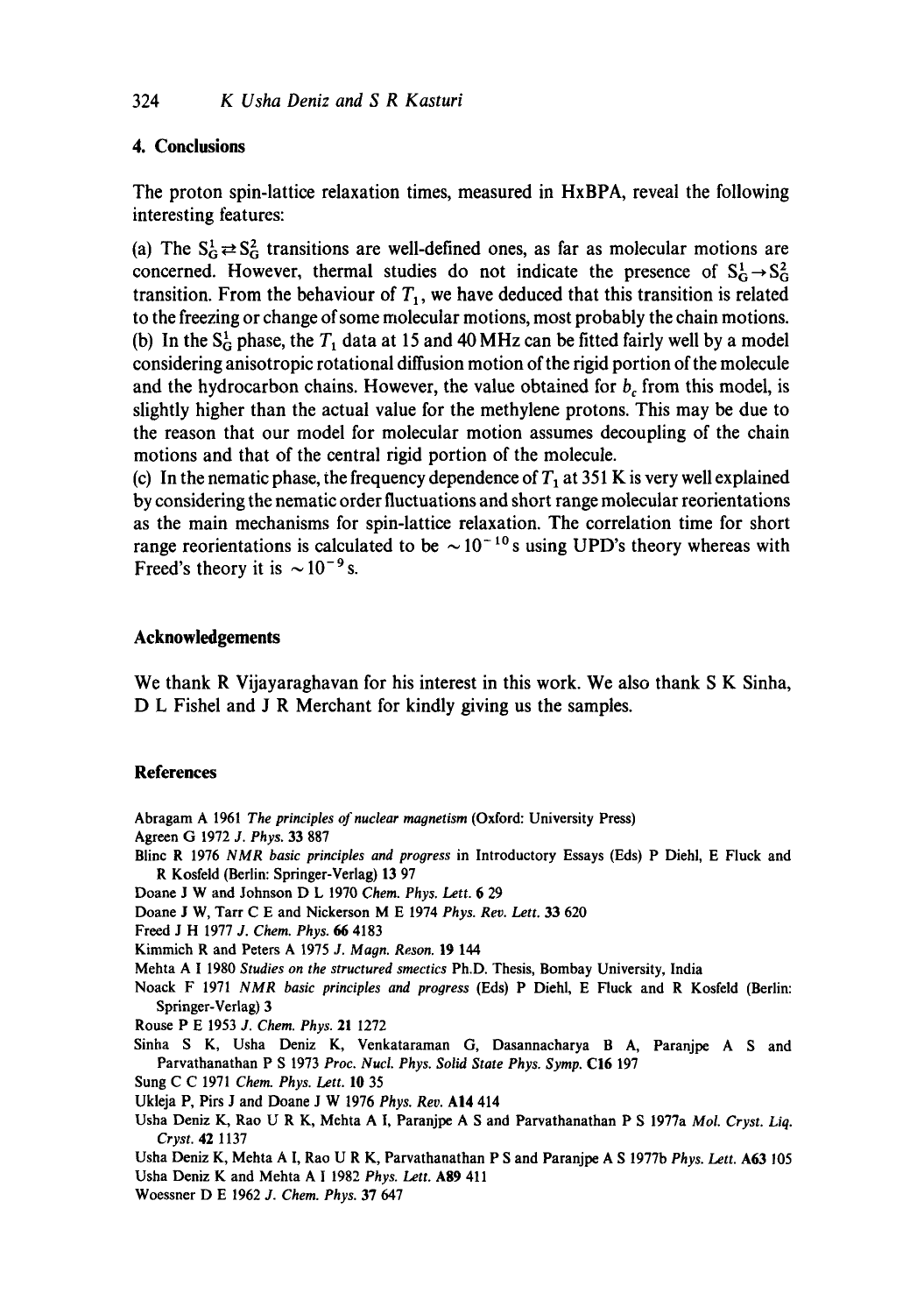## 4. Conclusions

The proton spin-lattice relaxation times, measured in HxBPA, reveal the following interesting features:

(a) The $S_G^1 \rightleftarrows S_G^2$ transitions are well-defined ones, as far as molecular motions are concerned. However, thermal studies do not indicate the presence of $S_G^1 \to S_G^2$ transition. From the behaviour of $T_1$, we have deduced that this transition is related to the freezing or change of some molecular motions, most probably the chain motions.
(b) In the $S_G^1$ phase, the $T_1$ data at 15 and 40 MHz can be fitted fairly well by a model considering anisotropic rotational diffusion motion of the rigid portion of the molecule and the hydrocarbon chains. However, the value obtained for $b_c$ from this model, is slightly higher than the actual value for the methylene protons. This may be due to the reason that our model for molecular motion assumes decoupling of the chain motions and that of the central rigid portion of the molecule.
(c) In the nematic phase, the frequency dependence of $T_1$ at 351 K is very well explained by considering the nematic order fluctuations and short range molecular reorientations as the main mechanisms for spin-lattice relaxation. The correlation time for short range reorientations is calculated to be $\sim 10^{-10}$ s using UPD's theory whereas with Freed's theory it is $\sim 10^{-9}$ s.

## Acknowledgements

We thank R Vijayaraghavan for his interest in this work. We also thank S K Sinha, D L Fishel and J R Merchant for kindly giving us the samples.

## References

Abragam A 1961 *The principles of nuclear magnetism* (Oxford: University Press)
Agreen G 1972 *J. Phys.* **33** 887
Blinc R 1976 *NMR basic principles and progress* in Introductory Essays (Eds) P Diehl, E Fluck and R Kosfeld (Berlin: Springer-Verlag) **13** 97
Doane J W and Johnson D L 1970 *Chem. Phys. Lett.* **6** 29
Doane J W, Tarr C E and Nickerson M E 1974 *Phys. Rev. Lett.* **33** 620
Freed J H 1977 *J. Chem. Phys.* **66** 4183
Kimmich R and Peters A 1975 *J. Magn. Reson.* **19** 144
Mehta A I 1980 *Studies on the structured smectics* Ph.D. Thesis, Bombay University, India
Noack F 1971 *NMR basic principles and progress* (Eds) P Diehl, E Fluck and R Kosfeld (Berlin: Springer-Verlag) 3
Rouse P E 1953 *J. Chem. Phys.* **21** 1272
Sinha S K, Usha Deniz K, Venkataraman G, Dasannacharya B A, Paranjpe A S and Parvathanathan P S 1973 *Proc. Nucl. Phys. Solid State Phys. Symp.* **C16** 197
Sung C C 1971 *Chem. Phys. Lett.* **10** 35
Ukleja P, Pirs J and Doane J W 1976 *Phys. Rev.* **A14** 414
Usha Deniz K, Rao U R K, Mehta A I, Paranjpe A S and Parvathanathan P S 1977a *Mol. Cryst. Liq. Cryst.* **42** 1137
Usha Deniz K, Mehta A I, Rao U R K, Parvathanathan P S and Paranjpe A S 1977b *Phys. Lett.* **A63** 105
Usha Deniz K and Mehta A I 1982 *Phys. Lett.* **A89** 411
Woessner D E 1962 *J. Chem. Phys.* **37** 647